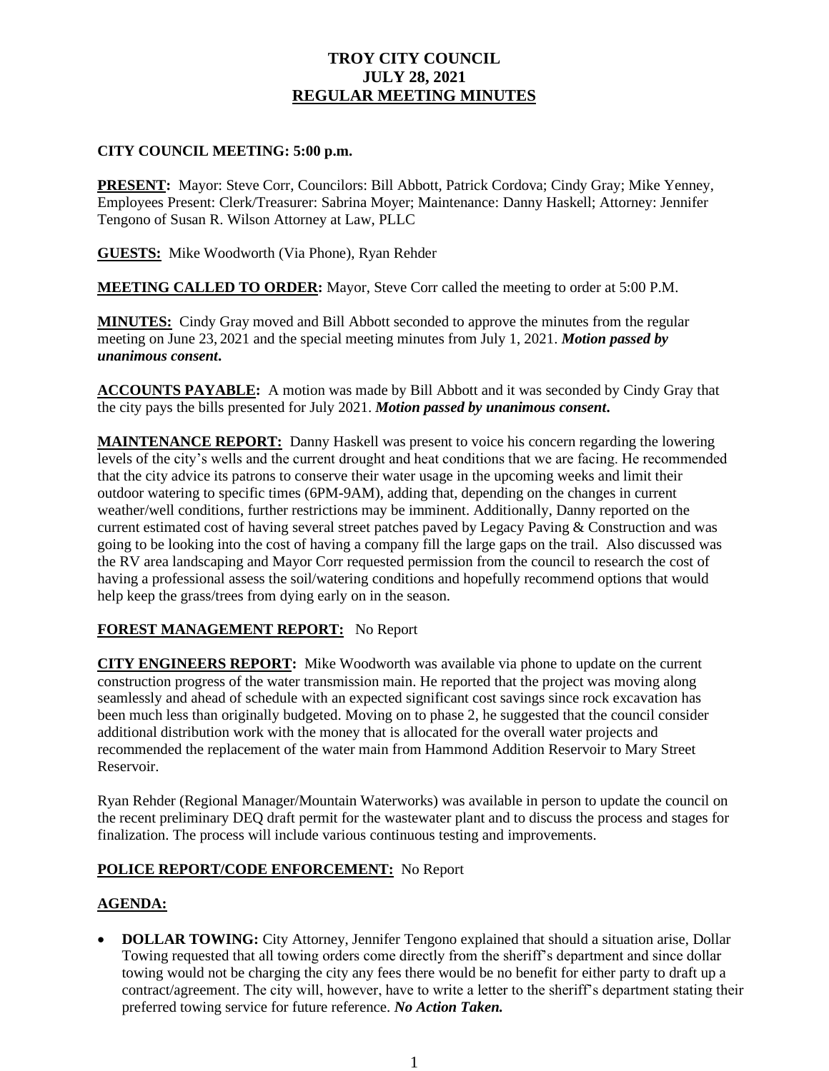# TROY CITY COUNCIL
# JULY 28, 2021
# REGULAR MEETING MINUTES

**CITY COUNCIL MEETING: 5:00 p.m.**

**PRESENT:** Mayor: Steve Corr, Councilors: Bill Abbott, Patrick Cordova; Cindy Gray; Mike Yenney, Employees Present: Clerk/Treasurer: Sabrina Moyer; Maintenance: Danny Haskell; Attorney: Jennifer Tengono of Susan R. Wilson Attorney at Law, PLLC

**GUESTS:** Mike Woodworth (Via Phone), Ryan Rehder

**MEETING CALLED TO ORDER:** Mayor, Steve Corr called the meeting to order at 5:00 P.M.

**MINUTES:** Cindy Gray moved and Bill Abbott seconded to approve the minutes from the regular meeting on June 23, 2021 and the special meeting minutes from July 1, 2021. ***Motion passed by unanimous consent.***

**ACCOUNTS PAYABLE:** A motion was made by Bill Abbott and it was seconded by Cindy Gray that the city pays the bills presented for July 2021. ***Motion passed by unanimous consent.***

**MAINTENANCE REPORT:** Danny Haskell was present to voice his concern regarding the lowering levels of the city's wells and the current drought and heat conditions that we are facing. He recommended that the city advice its patrons to conserve their water usage in the upcoming weeks and limit their outdoor watering to specific times (6PM-9AM), adding that, depending on the changes in current weather/well conditions, further restrictions may be imminent. Additionally, Danny reported on the current estimated cost of having several street patches paved by Legacy Paving & Construction and was going to be looking into the cost of having a company fill the large gaps on the trail. Also discussed was the RV area landscaping and Mayor Corr requested permission from the council to research the cost of having a professional assess the soil/watering conditions and hopefully recommend options that would help keep the grass/trees from dying early on in the season.

**FOREST MANAGEMENT REPORT:** No Report

**CITY ENGINEERS REPORT:** Mike Woodworth was available via phone to update on the current construction progress of the water transmission main. He reported that the project was moving along seamlessly and ahead of schedule with an expected significant cost savings since rock excavation has been much less than originally budgeted. Moving on to phase 2, he suggested that the council consider additional distribution work with the money that is allocated for the overall water projects and recommended the replacement of the water main from Hammond Addition Reservoir to Mary Street Reservoir.

Ryan Rehder (Regional Manager/Mountain Waterworks) was available in person to update the council on the recent preliminary DEQ draft permit for the wastewater plant and to discuss the process and stages for finalization. The process will include various continuous testing and improvements.

**POLICE REPORT/CODE ENFORCEMENT:** No Report

**AGENDA:**

- **DOLLAR TOWING:** City Attorney, Jennifer Tengono explained that should a situation arise, Dollar Towing requested that all towing orders come directly from the sheriff's department and since dollar towing would not be charging the city any fees there would be no benefit for either party to draft up a contract/agreement. The city will, however, have to write a letter to the sheriff's department stating their preferred towing service for future reference. ***No Action Taken.***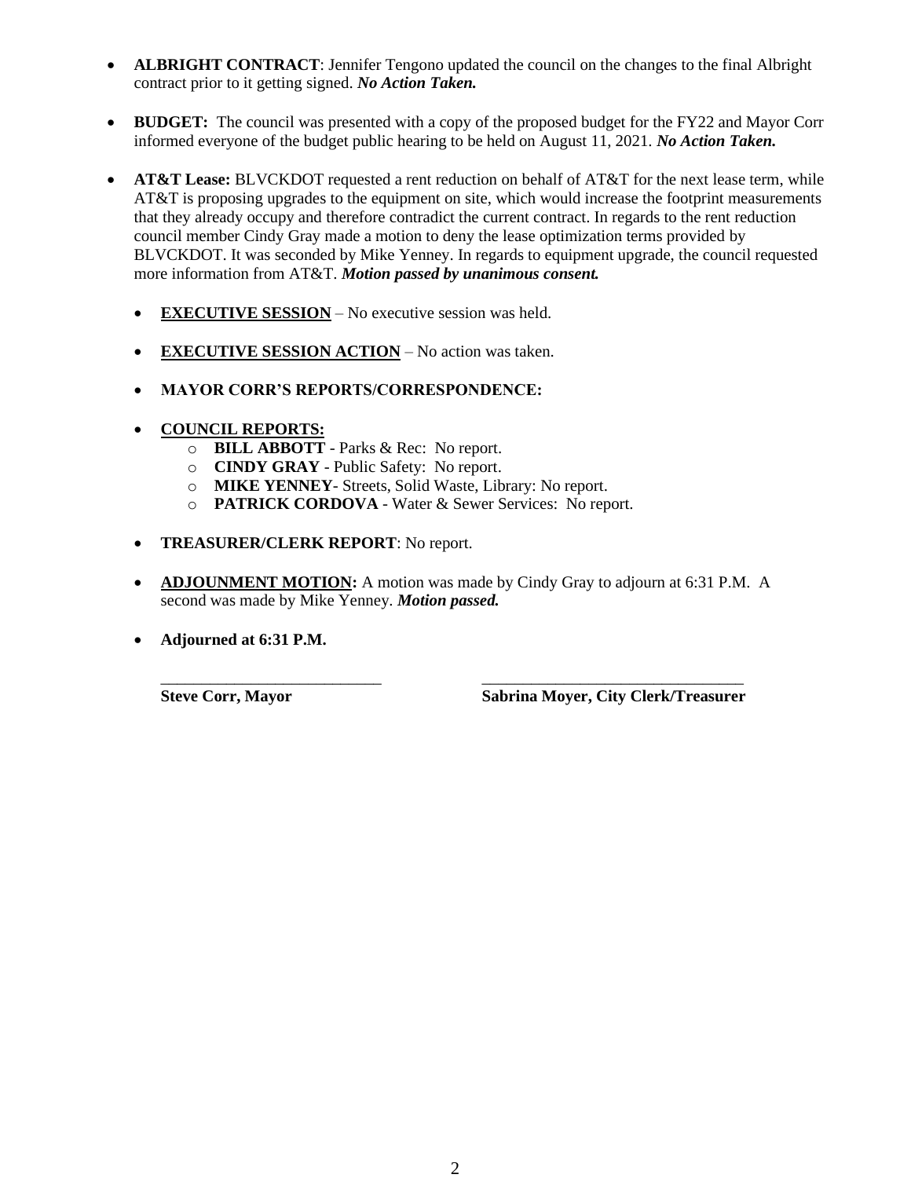- **ALBRIGHT CONTRACT**: Jennifer Tengono updated the council on the changes to the final Albright contract prior to it getting signed. ***No Action Taken.***

- **BUDGET:** The council was presented with a copy of the proposed budget for the FY22 and Mayor Corr informed everyone of the budget public hearing to be held on August 11, 2021. ***No Action Taken.***

- **AT&T Lease:** BLVCKDOT requested a rent reduction on behalf of AT&T for the next lease term, while AT&T is proposing upgrades to the equipment on site, which would increase the footprint measurements that they already occupy and therefore contradict the current contract. In regards to the rent reduction council member Cindy Gray made a motion to deny the lease optimization terms provided by BLVCKDOT. It was seconded by Mike Yenney. In regards to equipment upgrade, the council requested more information from AT&T. ***Motion passed by unanimous consent.***

    - **<u>EXECUTIVE SESSION</u>** – No executive session was held.

    - **<u>EXECUTIVE SESSION ACTION</u>** – No action was taken.

    - **MAYOR CORR'S REPORTS/CORRESPONDENCE:**

    - **<u>COUNCIL REPORTS:</u>**
        - **BILL ABBOTT** - Parks & Rec: No report.
        - **CINDY GRAY** - Public Safety: No report.
        - **MIKE YENNEY**- Streets, Solid Waste, Library: No report.
        - **PATRICK CORDOVA** - Water & Sewer Services: No report.

    - **TREASURER/CLERK REPORT**: No report.

    - **<u>ADJOUNMENT MOTION</u>:** A motion was made by Cindy Gray to adjourn at 6:31 P.M. A second was made by Mike Yenney. ***Motion passed.***

    - **Adjourned at 6:31 P.M.**

___________________________ ________________________________
**Steve Corr, Mayor** **Sabrina Moyer, City Clerk/Treasurer**